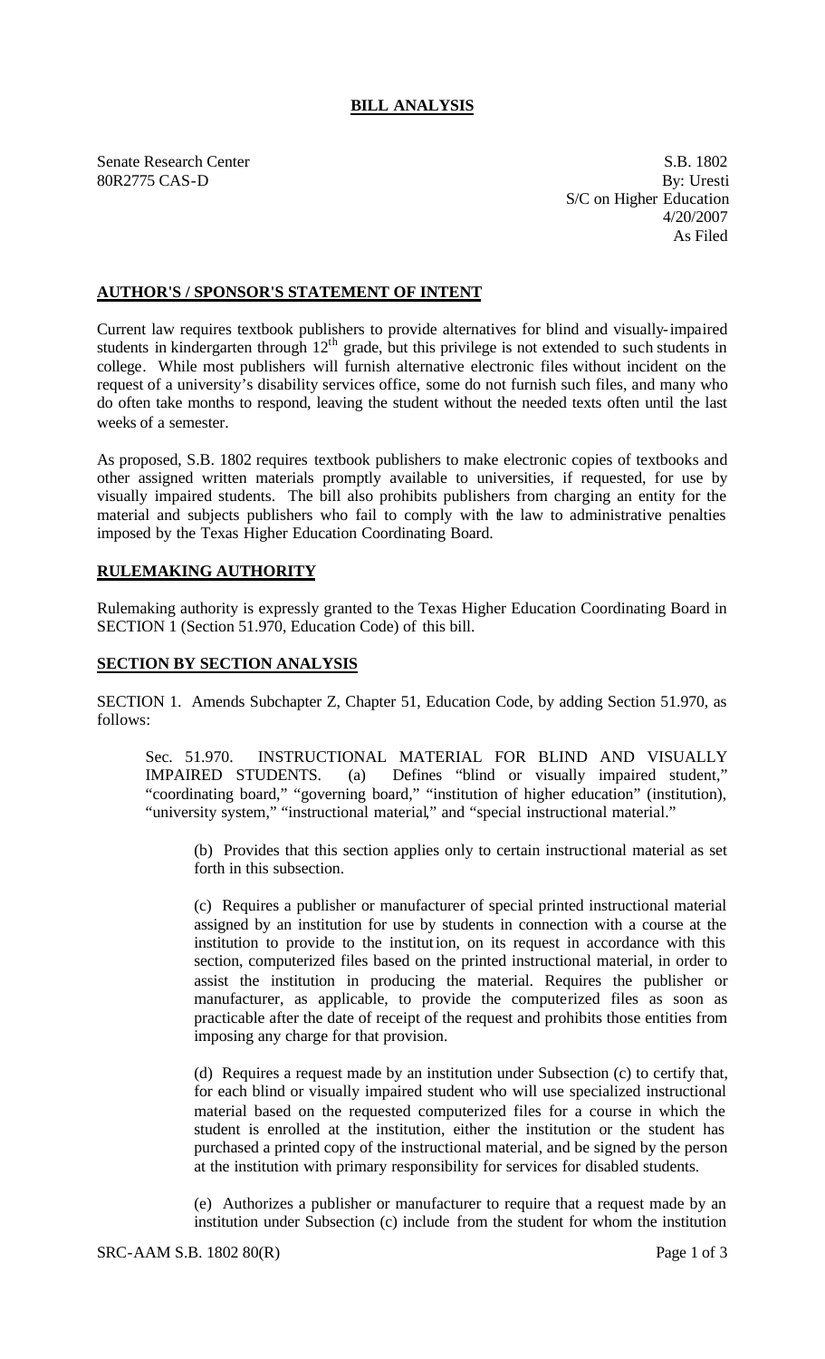# BILL ANALYSIS

Senate Research Center
80R2775 CAS-D

S.B. 1802
By: Uresti
S/C on Higher Education
4/20/2007
As Filed

## AUTHOR'S / SPONSOR'S STATEMENT OF INTENT

Current law requires textbook publishers to provide alternatives for blind and visually-impaired students in kindergarten through 12th grade, but this privilege is not extended to such students in college. While most publishers will furnish alternative electronic files without incident on the request of a university's disability services office, some do not furnish such files, and many who do often take months to respond, leaving the student without the needed texts often until the last weeks of a semester.

As proposed, S.B. 1802 requires textbook publishers to make electronic copies of textbooks and other assigned written materials promptly available to universities, if requested, for use by visually impaired students. The bill also prohibits publishers from charging an entity for the material and subjects publishers who fail to comply with the law to administrative penalties imposed by the Texas Higher Education Coordinating Board.

## RULEMAKING AUTHORITY

Rulemaking authority is expressly granted to the Texas Higher Education Coordinating Board in SECTION 1 (Section 51.970, Education Code) of this bill.

## SECTION BY SECTION ANALYSIS

SECTION 1. Amends Subchapter Z, Chapter 51, Education Code, by adding Section 51.970, as follows:

Sec. 51.970. INSTRUCTIONAL MATERIAL FOR BLIND AND VISUALLY IMPAIRED STUDENTS. (a) Defines "blind or visually impaired student," "coordinating board," "governing board," "institution of higher education" (institution), "university system," "instructional material," and "special instructional material."

(b) Provides that this section applies only to certain instructional material as set forth in this subsection.

(c) Requires a publisher or manufacturer of special printed instructional material assigned by an institution for use by students in connection with a course at the institution to provide to the institution, on its request in accordance with this section, computerized files based on the printed instructional material, in order to assist the institution in producing the material. Requires the publisher or manufacturer, as applicable, to provide the computerized files as soon as practicable after the date of receipt of the request and prohibits those entities from imposing any charge for that provision.

(d) Requires a request made by an institution under Subsection (c) to certify that, for each blind or visually impaired student who will use specialized instructional material based on the requested computerized files for a course in which the student is enrolled at the institution, either the institution or the student has purchased a printed copy of the instructional material, and be signed by the person at the institution with primary responsibility for services for disabled students.

(e) Authorizes a publisher or manufacturer to require that a request made by an institution under Subsection (c) include from the student for whom the institution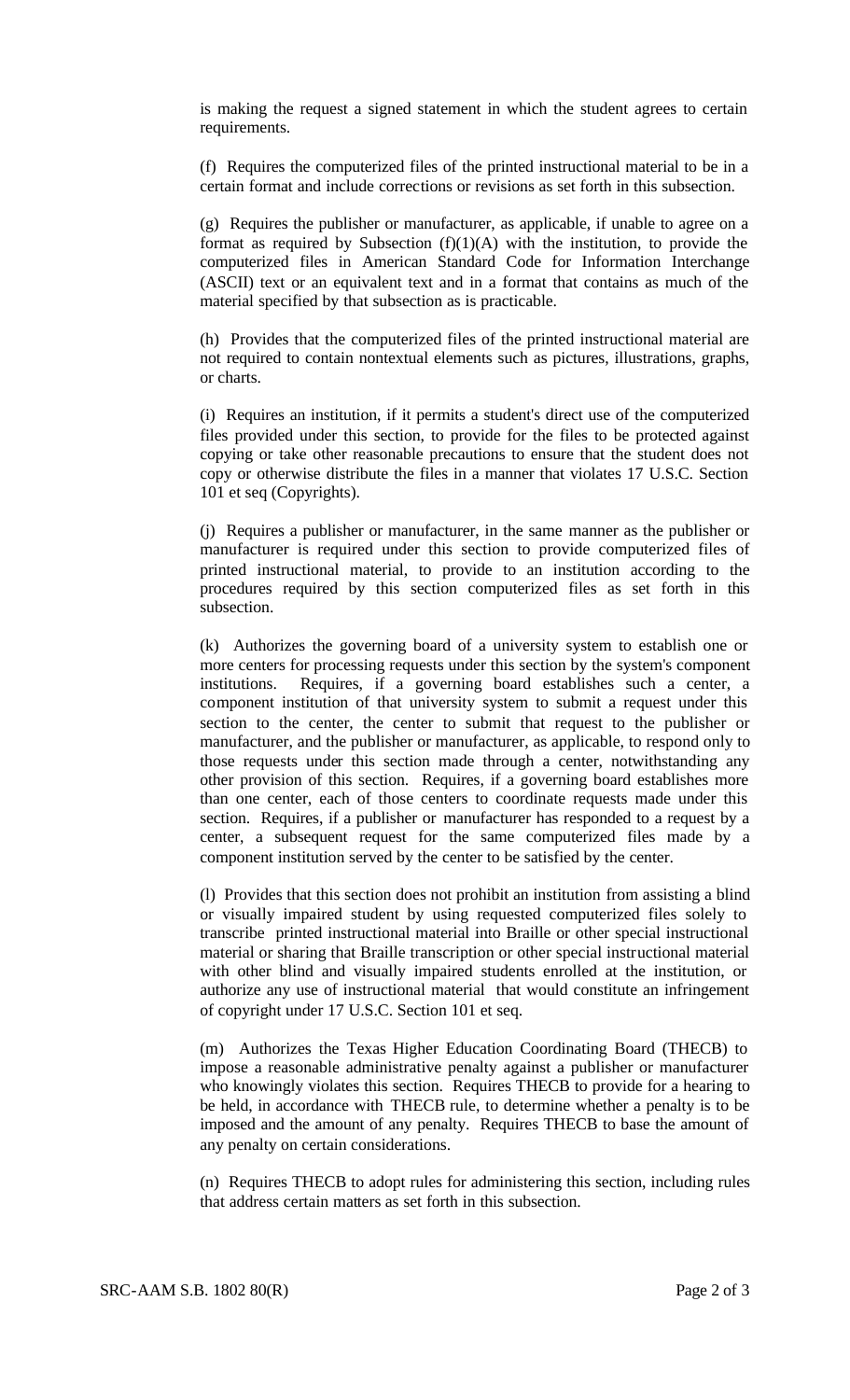is making the request a signed statement in which the student agrees to certain requirements.

(f) Requires the computerized files of the printed instructional material to be in a certain format and include corrections or revisions as set forth in this subsection.

(g) Requires the publisher or manufacturer, as applicable, if unable to agree on a format as required by Subsection (f)(1)(A) with the institution, to provide the computerized files in American Standard Code for Information Interchange (ASCII) text or an equivalent text and in a format that contains as much of the material specified by that subsection as is practicable.

(h) Provides that the computerized files of the printed instructional material are not required to contain nontextual elements such as pictures, illustrations, graphs, or charts.

(i) Requires an institution, if it permits a student's direct use of the computerized files provided under this section, to provide for the files to be protected against copying or take other reasonable precautions to ensure that the student does not copy or otherwise distribute the files in a manner that violates 17 U.S.C. Section 101 et seq (Copyrights).

(j) Requires a publisher or manufacturer, in the same manner as the publisher or manufacturer is required under this section to provide computerized files of printed instructional material, to provide to an institution according to the procedures required by this section computerized files as set forth in this subsection.

(k) Authorizes the governing board of a university system to establish one or more centers for processing requests under this section by the system's component institutions. Requires, if a governing board establishes such a center, a component institution of that university system to submit a request under this section to the center, the center to submit that request to the publisher or manufacturer, and the publisher or manufacturer, as applicable, to respond only to those requests under this section made through a center, notwithstanding any other provision of this section. Requires, if a governing board establishes more than one center, each of those centers to coordinate requests made under this section. Requires, if a publisher or manufacturer has responded to a request by a center, a subsequent request for the same computerized files made by a component institution served by the center to be satisfied by the center.

(l) Provides that this section does not prohibit an institution from assisting a blind or visually impaired student by using requested computerized files solely to transcribe printed instructional material into Braille or other special instructional material or sharing that Braille transcription or other special instructional material with other blind and visually impaired students enrolled at the institution, or authorize any use of instructional material that would constitute an infringement of copyright under 17 U.S.C. Section 101 et seq.

(m) Authorizes the Texas Higher Education Coordinating Board (THECB) to impose a reasonable administrative penalty against a publisher or manufacturer who knowingly violates this section. Requires THECB to provide for a hearing to be held, in accordance with THECB rule, to determine whether a penalty is to be imposed and the amount of any penalty. Requires THECB to base the amount of any penalty on certain considerations.

(n) Requires THECB to adopt rules for administering this section, including rules that address certain matters as set forth in this subsection.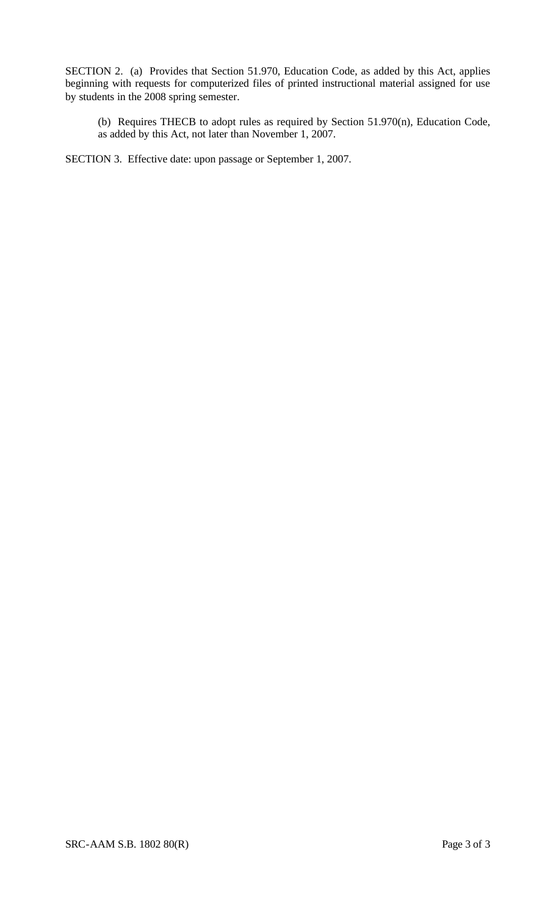SECTION 2. (a) Provides that Section 51.970, Education Code, as added by this Act, applies beginning with requests for computerized files of printed instructional material assigned for use by students in the 2008 spring semester.

(b) Requires THECB to adopt rules as required by Section 51.970(n), Education Code, as added by this Act, not later than November 1, 2007.

SECTION 3. Effective date: upon passage or September 1, 2007.